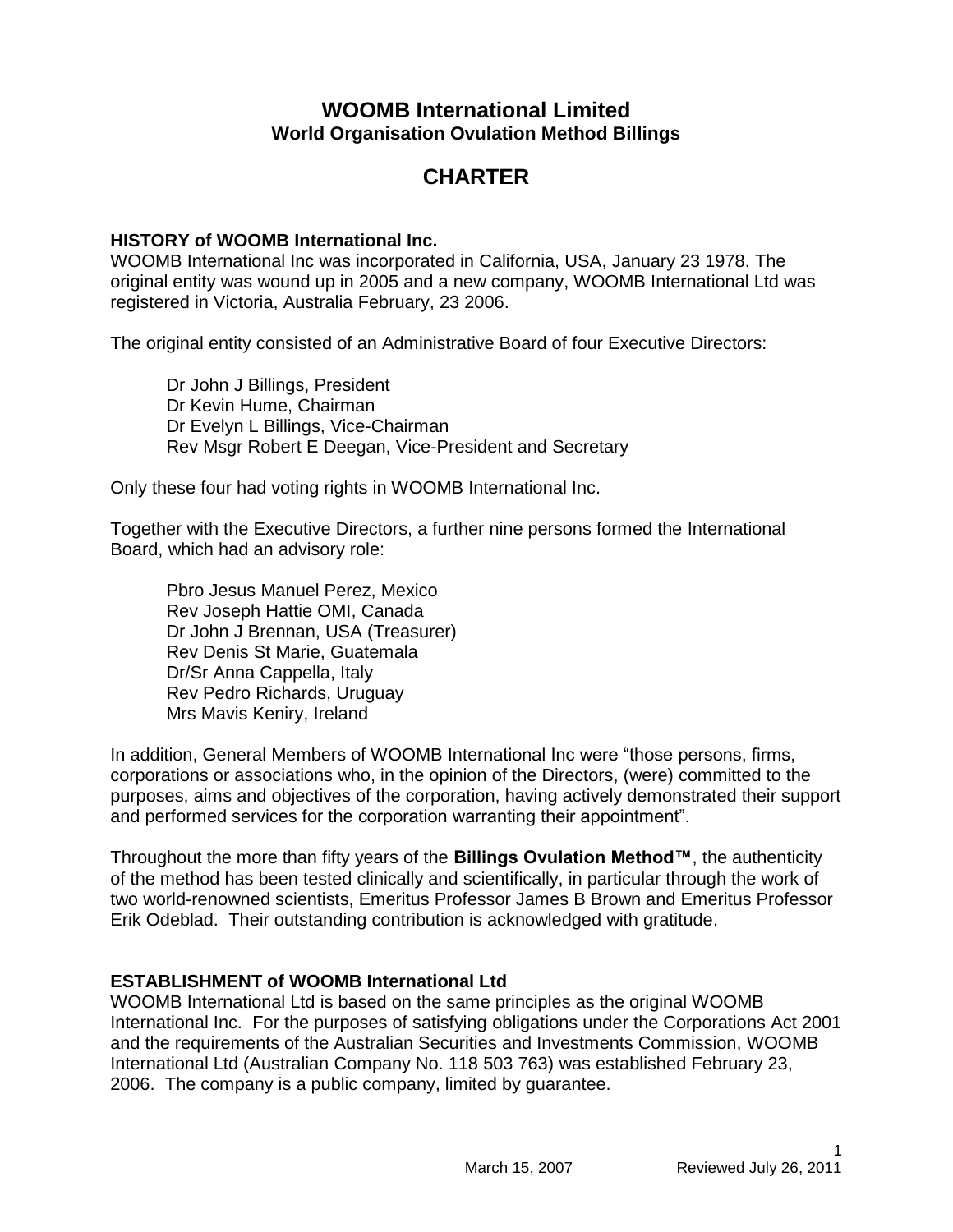# WOOMB International Limited
## World Organisation Ovulation Method Billings

# CHARTER

### HISTORY of WOOMB International Inc.

WOOMB International Inc was incorporated in California, USA, January 23 1978. The original entity was wound up in 2005 and a new company, WOOMB International Ltd was registered in Victoria, Australia February, 23 2006.

The original entity consisted of an Administrative Board of four Executive Directors:

Dr John J Billings, President
Dr Kevin Hume, Chairman
Dr Evelyn L Billings, Vice-Chairman
Rev Msgr Robert E Deegan, Vice-President and Secretary

Only these four had voting rights in WOOMB International Inc.

Together with the Executive Directors, a further nine persons formed the International Board, which had an advisory role:

Pbro Jesus Manuel Perez, Mexico
Rev Joseph Hattie OMI, Canada
Dr John J Brennan, USA (Treasurer)
Rev Denis St Marie, Guatemala
Dr/Sr Anna Cappella, Italy
Rev Pedro Richards, Uruguay
Mrs Mavis Keniry, Ireland

In addition, General Members of WOOMB International Inc were "those persons, firms, corporations or associations who, in the opinion of the Directors, (were) committed to the purposes, aims and objectives of the corporation, having actively demonstrated their support and performed services for the corporation warranting their appointment".

Throughout the more than fifty years of the **Billings Ovulation Method™**, the authenticity of the method has been tested clinically and scientifically, in particular through the work of two world-renowned scientists, Emeritus Professor James B Brown and Emeritus Professor Erik Odeblad. Their outstanding contribution is acknowledged with gratitude.

### ESTABLISHMENT of WOOMB International Ltd

WOOMB International Ltd is based on the same principles as the original WOOMB International Inc. For the purposes of satisfying obligations under the Corporations Act 2001 and the requirements of the Australian Securities and Investments Commission, WOOMB International Ltd (Australian Company No. 118 503 763) was established February 23, 2006. The company is a public company, limited by guarantee.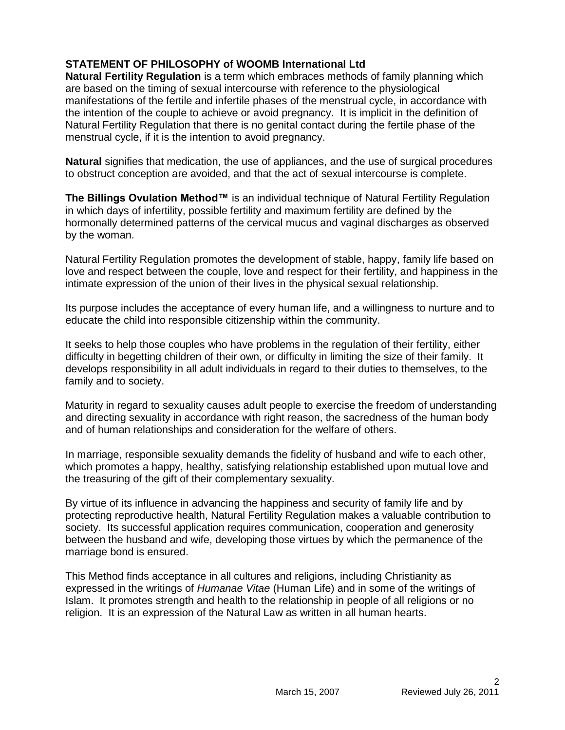**STATEMENT OF PHILOSOPHY of WOOMB International Ltd**

**Natural Fertility Regulation** is a term which embraces methods of family planning which are based on the timing of sexual intercourse with reference to the physiological manifestations of the fertile and infertile phases of the menstrual cycle, in accordance with the intention of the couple to achieve or avoid pregnancy. It is implicit in the definition of Natural Fertility Regulation that there is no genital contact during the fertile phase of the menstrual cycle, if it is the intention to avoid pregnancy.

**Natural** signifies that medication, the use of appliances, and the use of surgical procedures to obstruct conception are avoided, and that the act of sexual intercourse is complete.

**The Billings Ovulation Method™** is an individual technique of Natural Fertility Regulation in which days of infertility, possible fertility and maximum fertility are defined by the hormonally determined patterns of the cervical mucus and vaginal discharges as observed by the woman.

Natural Fertility Regulation promotes the development of stable, happy, family life based on love and respect between the couple, love and respect for their fertility, and happiness in the intimate expression of the union of their lives in the physical sexual relationship.

Its purpose includes the acceptance of every human life, and a willingness to nurture and to educate the child into responsible citizenship within the community.

It seeks to help those couples who have problems in the regulation of their fertility, either difficulty in begetting children of their own, or difficulty in limiting the size of their family. It develops responsibility in all adult individuals in regard to their duties to themselves, to the family and to society.

Maturity in regard to sexuality causes adult people to exercise the freedom of understanding and directing sexuality in accordance with right reason, the sacredness of the human body and of human relationships and consideration for the welfare of others.

In marriage, responsible sexuality demands the fidelity of husband and wife to each other, which promotes a happy, healthy, satisfying relationship established upon mutual love and the treasuring of the gift of their complementary sexuality.

By virtue of its influence in advancing the happiness and security of family life and by protecting reproductive health, Natural Fertility Regulation makes a valuable contribution to society. Its successful application requires communication, cooperation and generosity between the husband and wife, developing those virtues by which the permanence of the marriage bond is ensured.

This Method finds acceptance in all cultures and religions, including Christianity as expressed in the writings of *Humanae Vitae* (Human Life) and in some of the writings of Islam. It promotes strength and health to the relationship in people of all religions or no religion. It is an expression of the Natural Law as written in all human hearts.

March 15, 2007 Reviewed July 26, 2011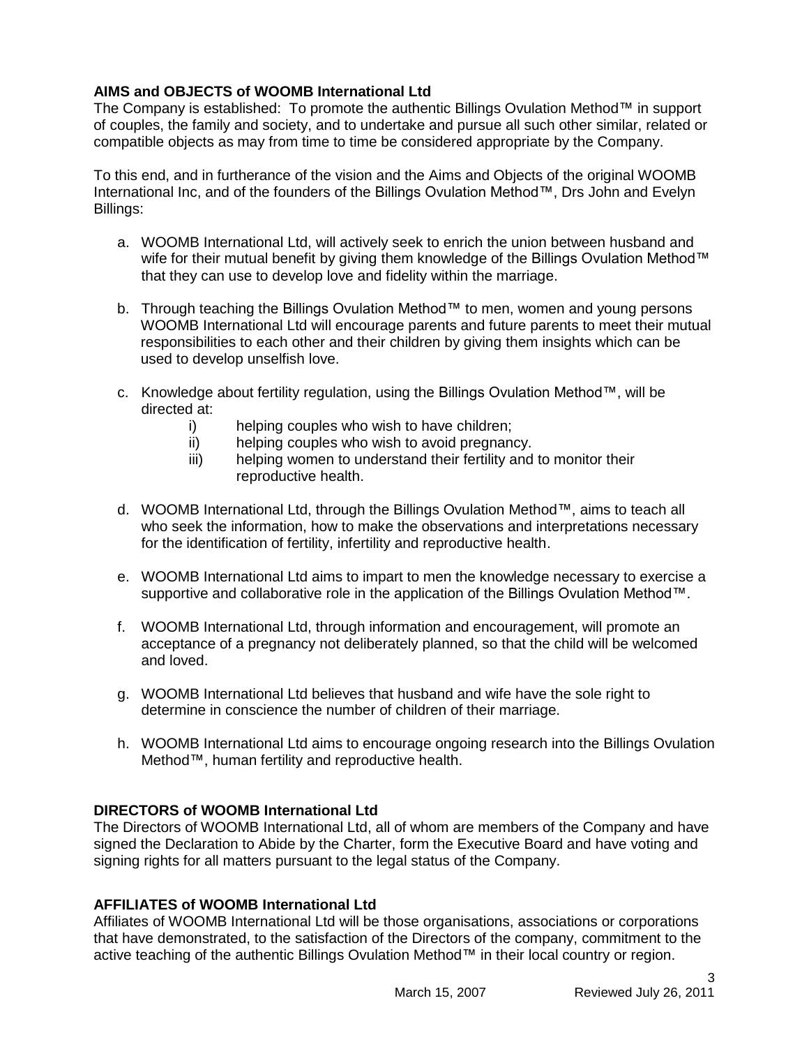**AIMS and OBJECTS of WOOMB International Ltd**

The Company is established: To promote the authentic Billings Ovulation Method™ in support of couples, the family and society, and to undertake and pursue all such other similar, related or compatible objects as may from time to time be considered appropriate by the Company.

To this end, and in furtherance of the vision and the Aims and Objects of the original WOOMB International Inc, and of the founders of the Billings Ovulation Method™, Drs John and Evelyn Billings:

a. WOOMB International Ltd, will actively seek to enrich the union between husband and wife for their mutual benefit by giving them knowledge of the Billings Ovulation Method™ that they can use to develop love and fidelity within the marriage.

b. Through teaching the Billings Ovulation Method™ to men, women and young persons WOOMB International Ltd will encourage parents and future parents to meet their mutual responsibilities to each other and their children by giving them insights which can be used to develop unselfish love.

c. Knowledge about fertility regulation, using the Billings Ovulation Method™, will be directed at:
   i) helping couples who wish to have children;
   ii) helping couples who wish to avoid pregnancy.
   iii) helping women to understand their fertility and to monitor their reproductive health.

d. WOOMB International Ltd, through the Billings Ovulation Method™, aims to teach all who seek the information, how to make the observations and interpretations necessary for the identification of fertility, infertility and reproductive health.

e. WOOMB International Ltd aims to impart to men the knowledge necessary to exercise a supportive and collaborative role in the application of the Billings Ovulation Method™.

f. WOOMB International Ltd, through information and encouragement, will promote an acceptance of a pregnancy not deliberately planned, so that the child will be welcomed and loved.

g. WOOMB International Ltd believes that husband and wife have the sole right to determine in conscience the number of children of their marriage.

h. WOOMB International Ltd aims to encourage ongoing research into the Billings Ovulation Method™, human fertility and reproductive health.

**DIRECTORS of WOOMB International Ltd**

The Directors of WOOMB International Ltd, all of whom are members of the Company and have signed the Declaration to Abide by the Charter, form the Executive Board and have voting and signing rights for all matters pursuant to the legal status of the Company.

**AFFILIATES of WOOMB International Ltd**

Affiliates of WOOMB International Ltd will be those organisations, associations or corporations that have demonstrated, to the satisfaction of the Directors of the company, commitment to the active teaching of the authentic Billings Ovulation Method™ in their local country or region.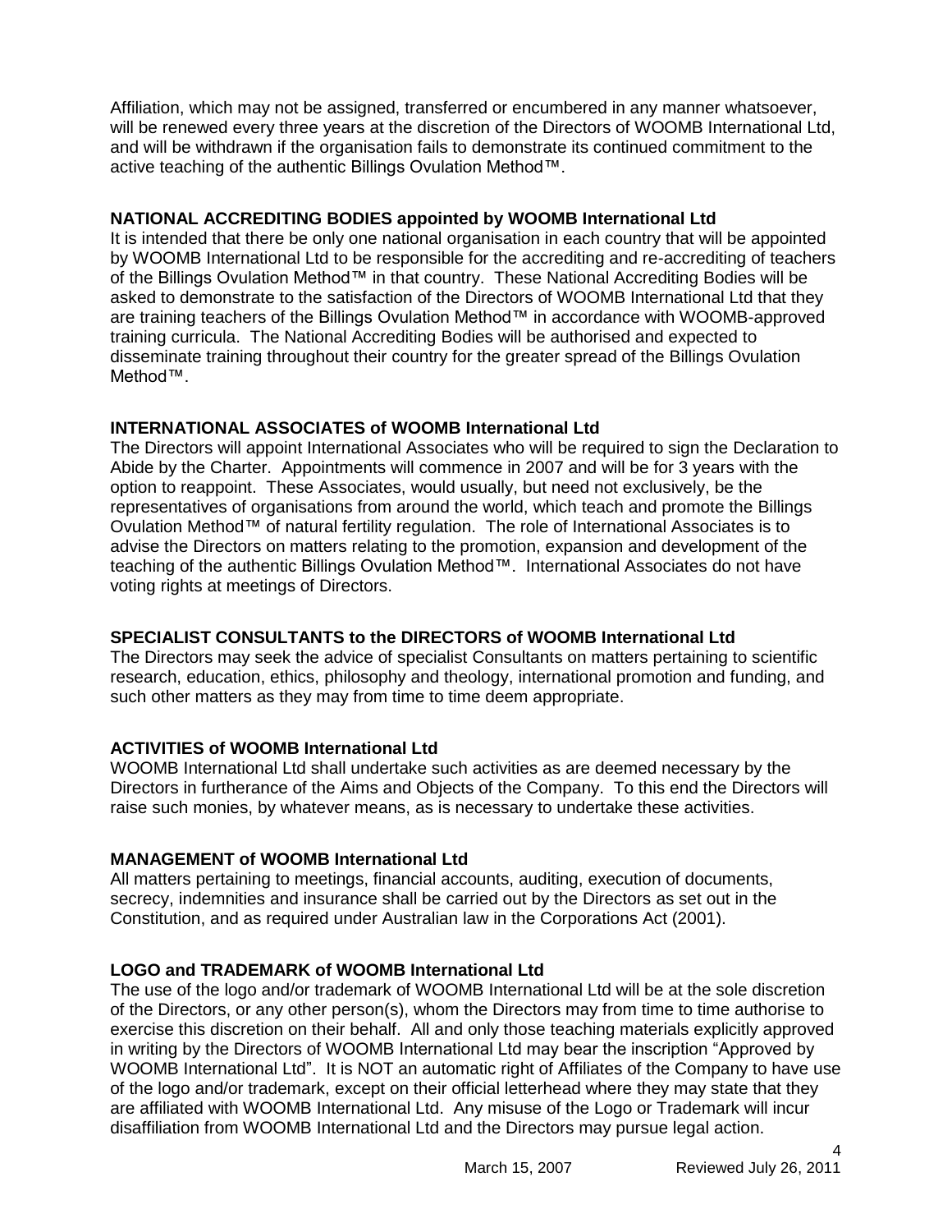Affiliation, which may not be assigned, transferred or encumbered in any manner whatsoever, will be renewed every three years at the discretion of the Directors of WOOMB International Ltd, and will be withdrawn if the organisation fails to demonstrate its continued commitment to the active teaching of the authentic Billings Ovulation Method™.

**NATIONAL ACCREDITING BODIES appointed by WOOMB International Ltd**

It is intended that there be only one national organisation in each country that will be appointed by WOOMB International Ltd to be responsible for the accrediting and re-accrediting of teachers of the Billings Ovulation Method™ in that country. These National Accrediting Bodies will be asked to demonstrate to the satisfaction of the Directors of WOOMB International Ltd that they are training teachers of the Billings Ovulation Method™ in accordance with WOOMB-approved training curricula. The National Accrediting Bodies will be authorised and expected to disseminate training throughout their country for the greater spread of the Billings Ovulation Method™.

**INTERNATIONAL ASSOCIATES of WOOMB International Ltd**

The Directors will appoint International Associates who will be required to sign the Declaration to Abide by the Charter. Appointments will commence in 2007 and will be for 3 years with the option to reappoint. These Associates, would usually, but need not exclusively, be the representatives of organisations from around the world, which teach and promote the Billings Ovulation Method™ of natural fertility regulation. The role of International Associates is to advise the Directors on matters relating to the promotion, expansion and development of the teaching of the authentic Billings Ovulation Method™. International Associates do not have voting rights at meetings of Directors.

**SPECIALIST CONSULTANTS to the DIRECTORS of WOOMB International Ltd**

The Directors may seek the advice of specialist Consultants on matters pertaining to scientific research, education, ethics, philosophy and theology, international promotion and funding, and such other matters as they may from time to time deem appropriate.

**ACTIVITIES of WOOMB International Ltd**

WOOMB International Ltd shall undertake such activities as are deemed necessary by the Directors in furtherance of the Aims and Objects of the Company. To this end the Directors will raise such monies, by whatever means, as is necessary to undertake these activities.

**MANAGEMENT of WOOMB International Ltd**

All matters pertaining to meetings, financial accounts, auditing, execution of documents, secrecy, indemnities and insurance shall be carried out by the Directors as set out in the Constitution, and as required under Australian law in the Corporations Act (2001).

**LOGO and TRADEMARK of WOOMB International Ltd**

The use of the logo and/or trademark of WOOMB International Ltd will be at the sole discretion of the Directors, or any other person(s), whom the Directors may from time to time authorise to exercise this discretion on their behalf. All and only those teaching materials explicitly approved in writing by the Directors of WOOMB International Ltd may bear the inscription "Approved by WOOMB International Ltd". It is NOT an automatic right of Affiliates of the Company to have use of the logo and/or trademark, except on their official letterhead where they may state that they are affiliated with WOOMB International Ltd. Any misuse of the Logo or Trademark will incur disaffiliation from WOOMB International Ltd and the Directors may pursue legal action.

March 15, 2007 Reviewed July 26, 2011